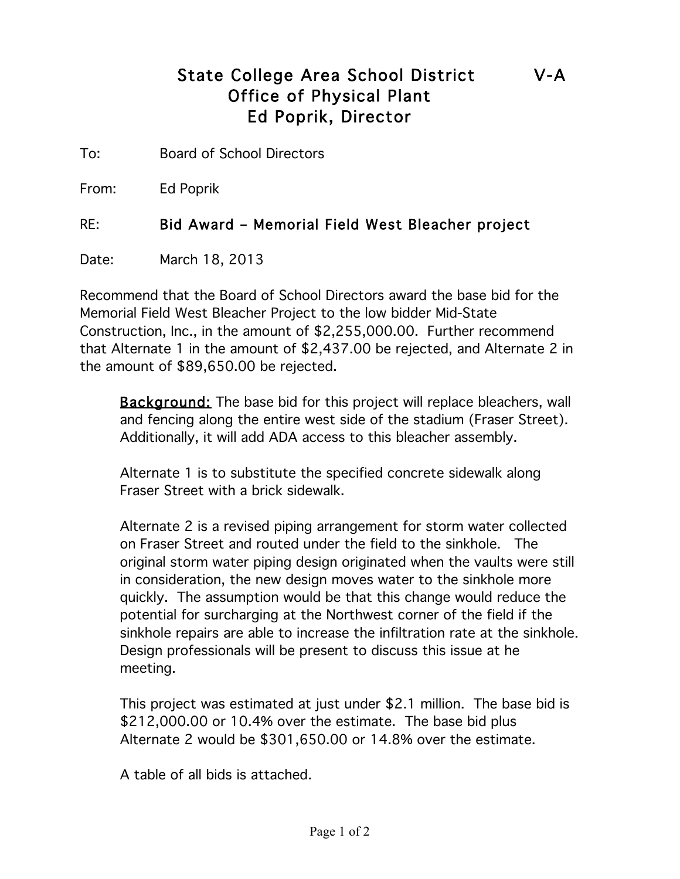# State College Area School District V-A
## Office of Physical Plant
## Ed Poprik, Director

To: Board of School Directors

From: Ed Poprik

RE: **Bid Award – Memorial Field West Bleacher project**

Date: March 18, 2013

Recommend that the Board of School Directors award the base bid for the Memorial Field West Bleacher Project to the low bidder Mid-State Construction, Inc., in the amount of $2,255,000.00. Further recommend that Alternate 1 in the amount of $2,437.00 be rejected, and Alternate 2 in the amount of $89,650.00 be rejected.

<u>Background:</u> The base bid for this project will replace bleachers, wall and fencing along the entire west side of the stadium (Fraser Street). Additionally, it will add ADA access to this bleacher assembly.

Alternate 1 is to substitute the specified concrete sidewalk along Fraser Street with a brick sidewalk.

Alternate 2 is a revised piping arrangement for storm water collected on Fraser Street and routed under the field to the sinkhole. The original storm water piping design originated when the vaults were still in consideration, the new design moves water to the sinkhole more quickly. The assumption would be that this change would reduce the potential for surcharging at the Northwest corner of the field if the sinkhole repairs are able to increase the infiltration rate at the sinkhole. Design professionals will be present to discuss this issue at he meeting.

This project was estimated at just under $2.1 million. The base bid is $212,000.00 or 10.4% over the estimate. The base bid plus Alternate 2 would be $301,650.00 or 14.8% over the estimate.

A table of all bids is attached.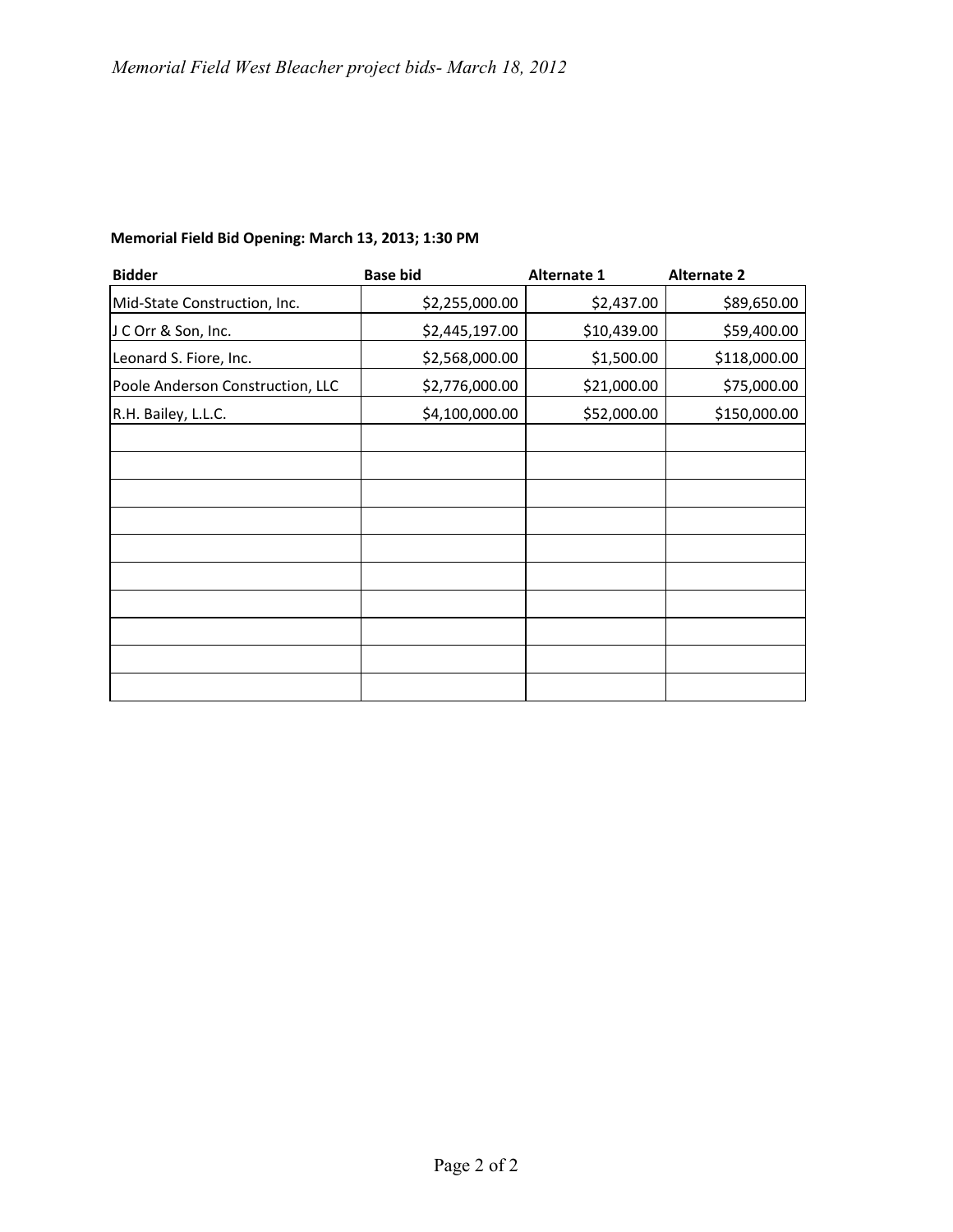**Memorial Field Bid Opening: March 13, 2013; 1:30 PM**

| Bidder | Base bid | Alternate 1 | Alternate 2 |
|---|---|---|---|
| Mid-State Construction, Inc. | $2,255,000.00 | $2,437.00 | $89,650.00 |
| J C Orr & Son, Inc. | $2,445,197.00 | $10,439.00 | $59,400.00 |
| Leonard S. Fiore, Inc. | $2,568,000.00 | $1,500.00 | $118,000.00 |
| Poole Anderson Construction, LLC | $2,776,000.00 | $21,000.00 | $75,000.00 |
| R.H. Bailey, L.L.C. | $4,100,000.00 | $52,000.00 | $150,000.00 |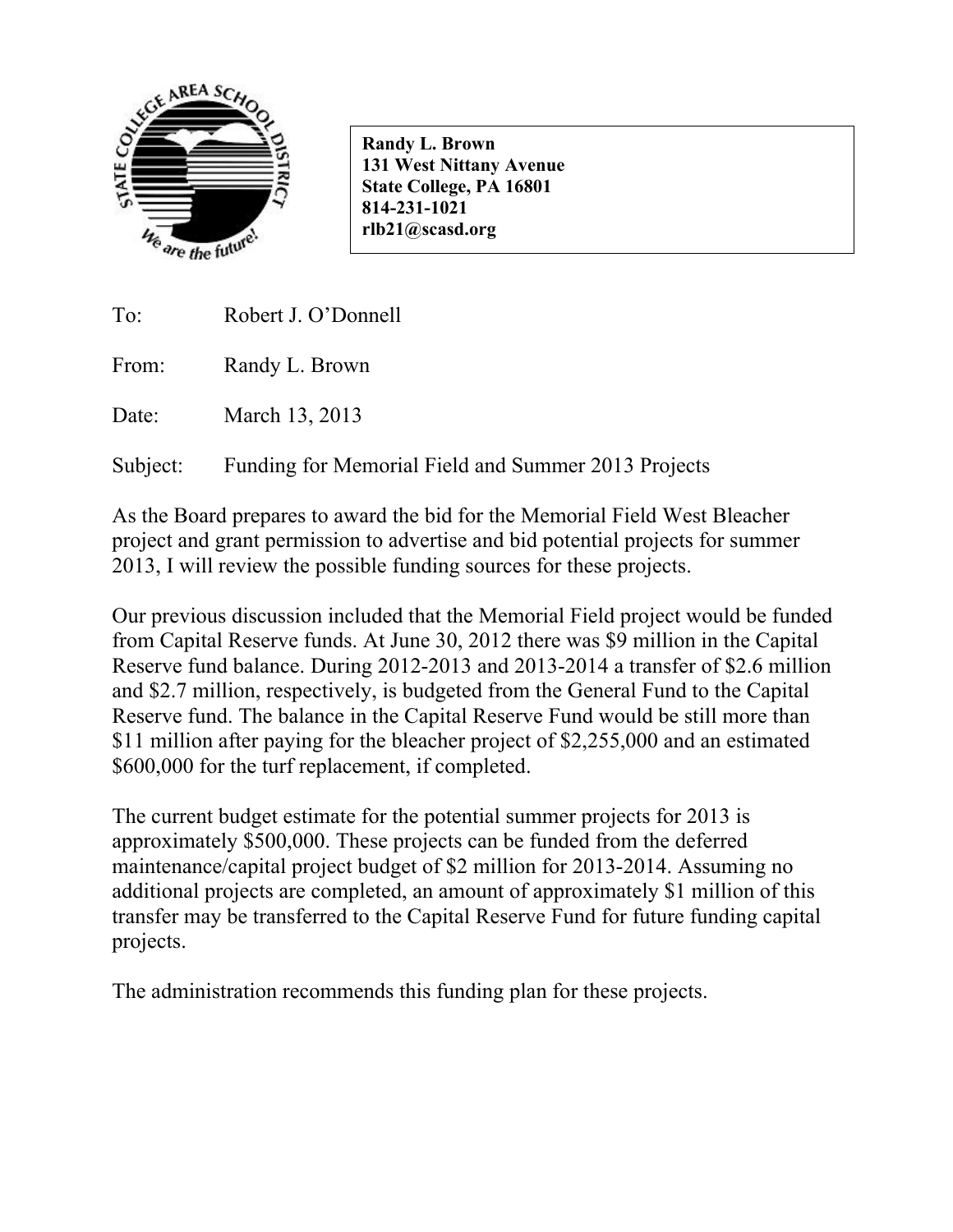**Randy L. Brown**
**131 West Nittany Avenue**
**State College, PA 16801**
**814-231-1021**
**rlb21@scasd.org**

To: Robert J. O'Donnell

From: Randy L. Brown

Date: March 13, 2013

Subject: Funding for Memorial Field and Summer 2013 Projects

As the Board prepares to award the bid for the Memorial Field West Bleacher project and grant permission to advertise and bid potential projects for summer 2013, I will review the possible funding sources for these projects.

Our previous discussion included that the Memorial Field project would be funded from Capital Reserve funds. At June 30, 2012 there was $9 million in the Capital Reserve fund balance. During 2012-2013 and 2013-2014 a transfer of $2.6 million and $2.7 million, respectively, is budgeted from the General Fund to the Capital Reserve fund. The balance in the Capital Reserve Fund would be still more than $11 million after paying for the bleacher project of $2,255,000 and an estimated $600,000 for the turf replacement, if completed.

The current budget estimate for the potential summer projects for 2013 is approximately $500,000. These projects can be funded from the deferred maintenance/capital project budget of $2 million for 2013-2014. Assuming no additional projects are completed, an amount of approximately $1 million of this transfer may be transferred to the Capital Reserve Fund for future funding capital projects.

The administration recommends this funding plan for these projects.